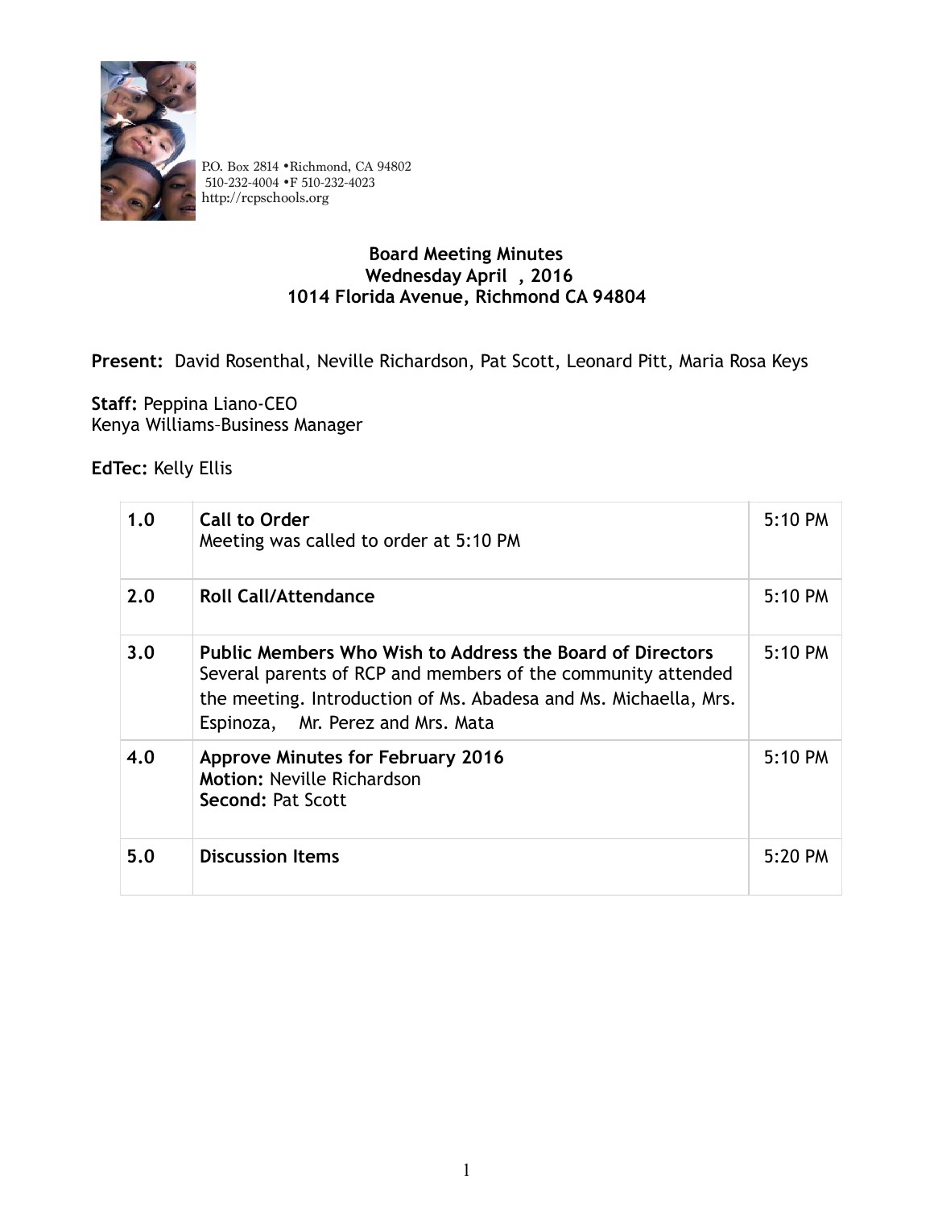P.O. Box 2814 •Richmond, CA 94802
510-232-4004 •F 510-232-4023
http://rcpschools.org

# Board Meeting Minutes
## Wednesday April , 2016
## 1014 Florida Avenue, Richmond CA 94804

**Present:** David Rosenthal, Neville Richardson, Pat Scott, Leonard Pitt, Maria Rosa Keys

**Staff:** Peppina Liano-CEO
Kenya Williams–Business Manager

**EdTec:** Kelly Ellis

| | | |
|---|---|---|
| 1.0 | **Call to Order**<br>Meeting was called to order at 5:10 PM | 5:10 PM |
| 2.0 | **Roll Call/Attendance** | 5:10 PM |
| 3.0 | **Public Members Who Wish to Address the Board of Directors**<br>Several parents of RCP and members of the community attended the meeting. Introduction of Ms. Abadesa and Ms. Michaella, Mrs. Espinoza, Mr. Perez and Mrs. Mata | 5:10 PM |
| 4.0 | **Approve Minutes for February 2016**<br>**Motion:** Neville Richardson<br>**Second:** Pat Scott | 5:10 PM |
| 5.0 | **Discussion Items** | 5:20 PM |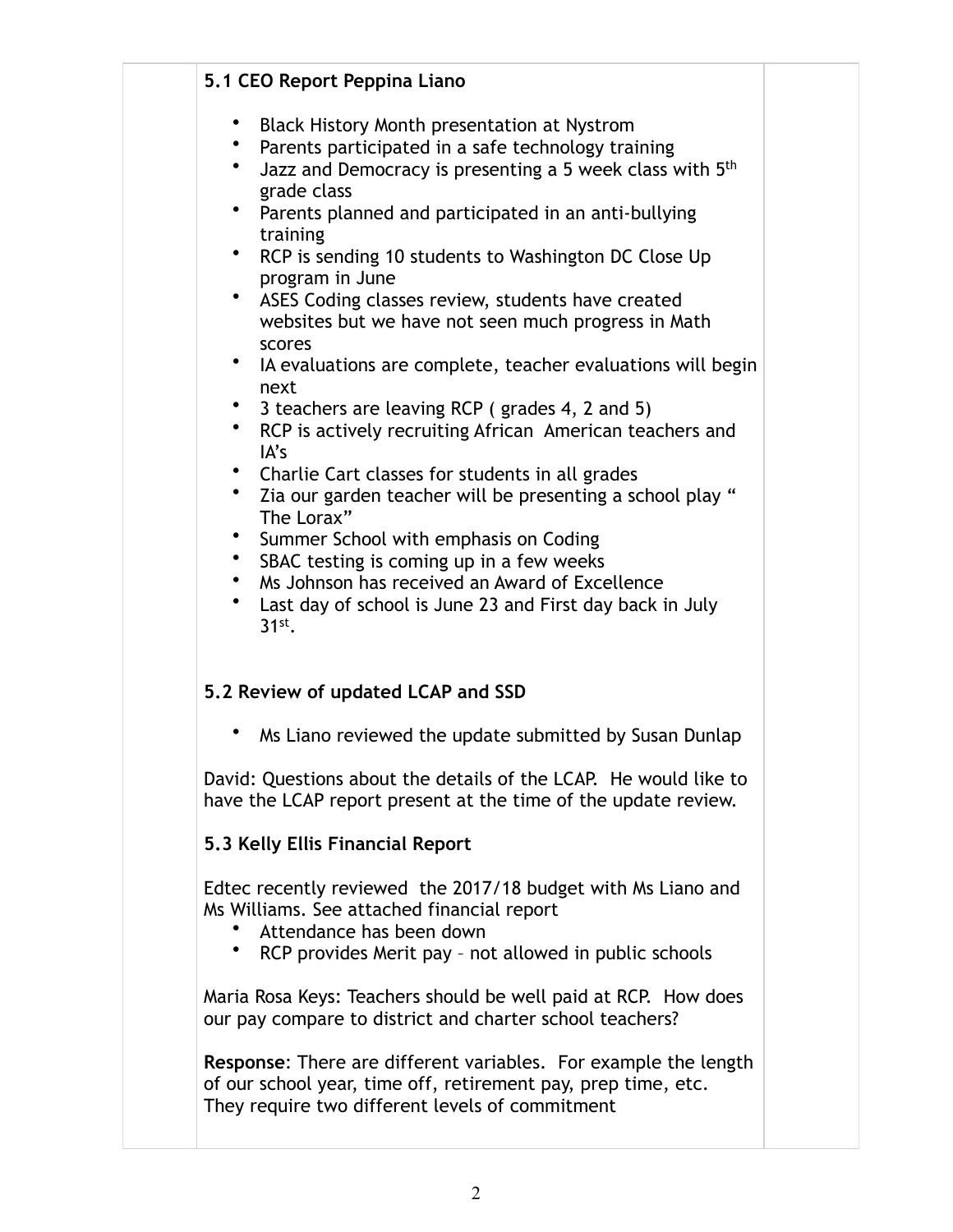**5.1 CEO Report Peppina Liano**

- Black History Month presentation at Nystrom
- Parents participated in a safe technology training
- Jazz and Democracy is presenting a 5 week class with 5th grade class
- Parents planned and participated in an anti-bullying training
- RCP is sending 10 students to Washington DC Close Up program in June
- ASES Coding classes review, students have created websites but we have not seen much progress in Math scores
- IA evaluations are complete, teacher evaluations will begin next
- 3 teachers are leaving RCP ( grades 4, 2 and 5)
- RCP is actively recruiting African American teachers and IA's
- Charlie Cart classes for students in all grades
- Zia our garden teacher will be presenting a school play " The Lorax"
- Summer School with emphasis on Coding
- SBAC testing is coming up in a few weeks
- Ms Johnson has received an Award of Excellence
- Last day of school is June 23 and First day back in July 31st.

**5.2 Review of updated LCAP and SSD**

- Ms Liano reviewed the update submitted by Susan Dunlap

David: Questions about the details of the LCAP. He would like to have the LCAP report present at the time of the update review.

**5.3 Kelly Ellis Financial Report**

Edtec recently reviewed the 2017/18 budget with Ms Liano and Ms Williams. See attached financial report

- Attendance has been down
- RCP provides Merit pay – not allowed in public schools

Maria Rosa Keys: Teachers should be well paid at RCP. How does our pay compare to district and charter school teachers?

**Response**: There are different variables. For example the length of our school year, time off, retirement pay, prep time, etc. They require two different levels of commitment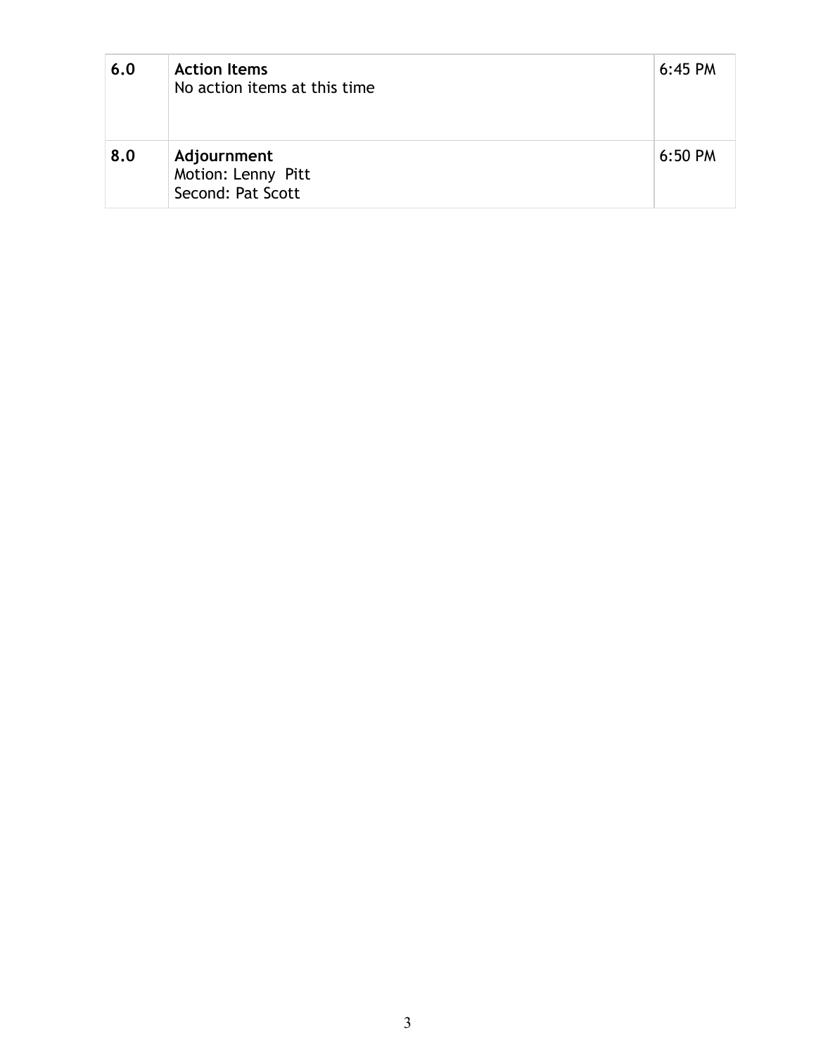| | | |
|---|---|---|
| **6.0** | **Action Items**<br>No action items at this time | 6:45 PM |
| **8.0** | **Adjournment**<br>Motion: Lenny Pitt<br>Second: Pat Scott | 6:50 PM |